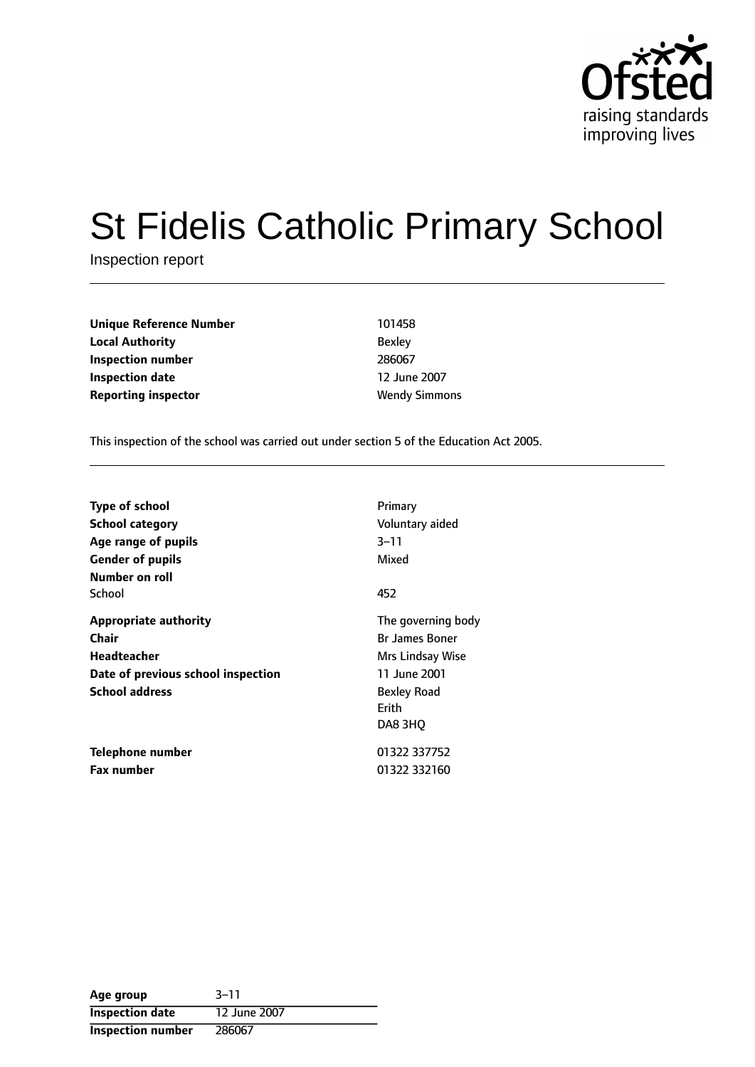# St Fidelis Catholic Primary School

Inspection report

| | |
|---|---|
| **Unique Reference Number** | 101458 |
| **Local Authority** | Bexley |
| **Inspection number** | 286067 |
| **Inspection date** | 12 June 2007 |
| **Reporting inspector** | Wendy Simmons |

This inspection of the school was carried out under section 5 of the Education Act 2005.

| | |
|---|---|
| **Type of school** | Primary |
| **School category** | Voluntary aided |
| **Age range of pupils** | 3–11 |
| **Gender of pupils** | Mixed |
| **Number on roll** | |
| School | 452 |
| **Appropriate authority** | The governing body |
| **Chair** | Br James Boner |
| **Headteacher** | Mrs Lindsay Wise |
| **Date of previous school inspection** | 11 June 2001 |
| **School address** | Bexley Road<br>Erith<br>DA8 3HQ |
| **Telephone number** | 01322 337752 |
| **Fax number** | 01322 332160 |

| | |
|---|---|
| **Age group** | 3–11 |
| **Inspection date** | 12 June 2007 |
| **Inspection number** | 286067 |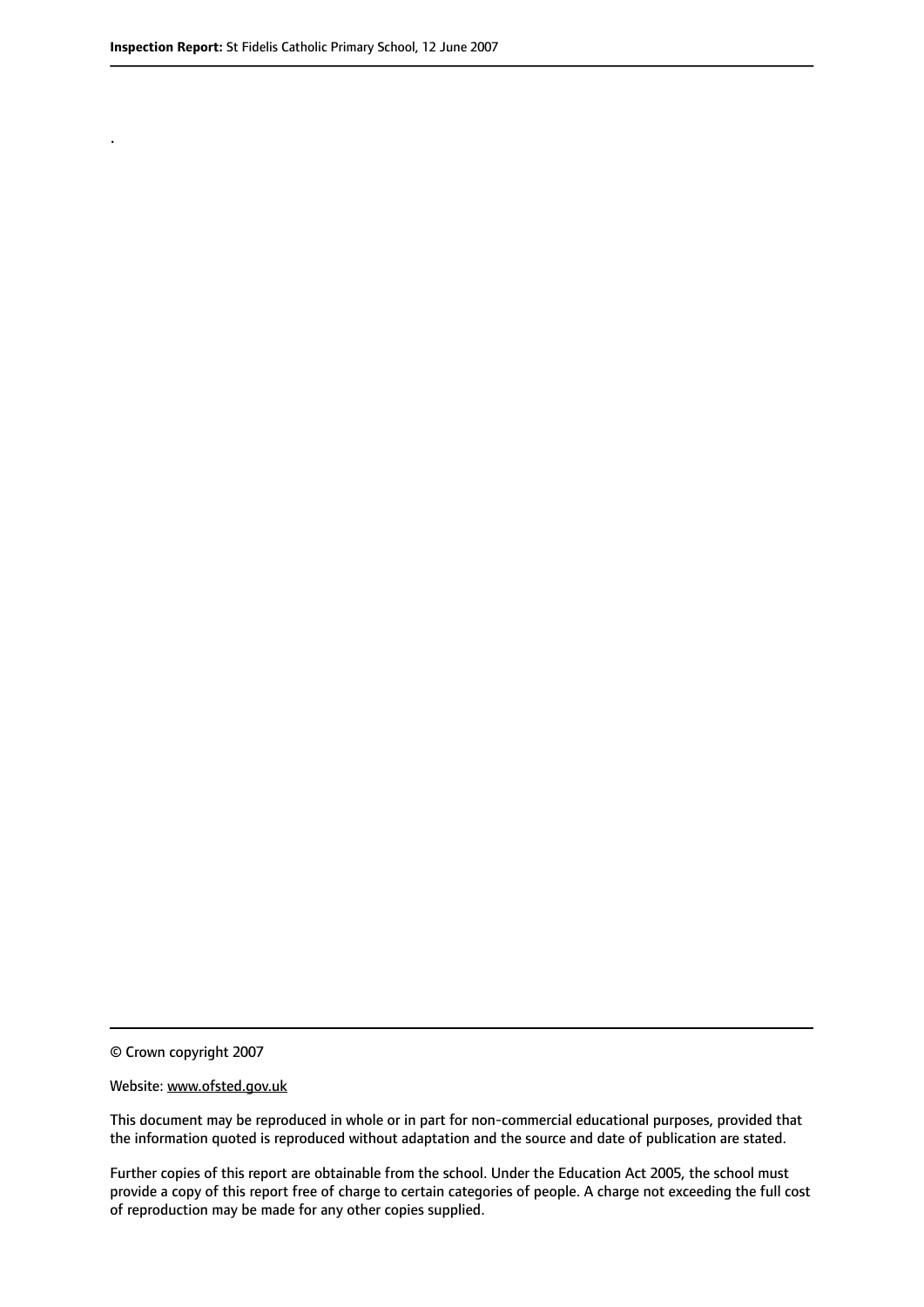.

© Crown copyright 2007

Website: www.ofsted.gov.uk

This document may be reproduced in whole or in part for non-commercial educational purposes, provided that the information quoted is reproduced without adaptation and the source and date of publication are stated.

Further copies of this report are obtainable from the school. Under the Education Act 2005, the school must provide a copy of this report free of charge to certain categories of people. A charge not exceeding the full cost of reproduction may be made for any other copies supplied.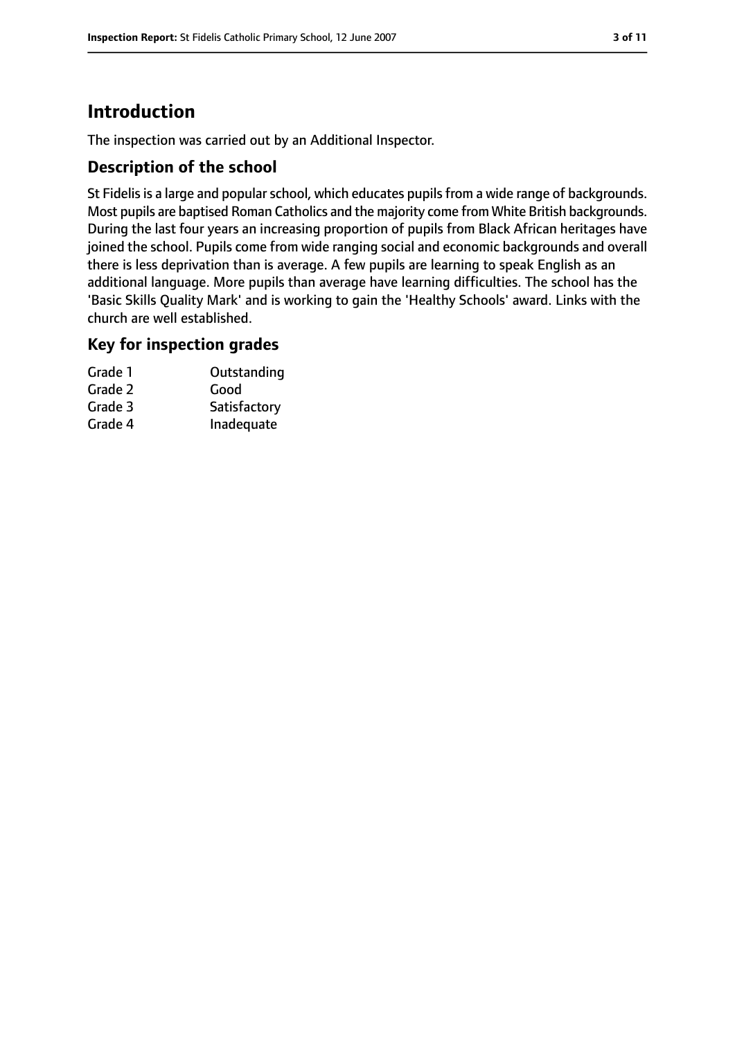# Introduction

The inspection was carried out by an Additional Inspector.

## Description of the school

St Fidelis is a large and popular school, which educates pupils from a wide range of backgrounds. Most pupils are baptised Roman Catholics and the majority come from White British backgrounds. During the last four years an increasing proportion of pupils from Black African heritages have joined the school. Pupils come from wide ranging social and economic backgrounds and overall there is less deprivation than is average. A few pupils are learning to speak English as an additional language. More pupils than average have learning difficulties. The school has the 'Basic Skills Quality Mark' and is working to gain the 'Healthy Schools' award. Links with the church are well established.

## Key for inspection grades

| | |
|---|---|
| Grade 1 | Outstanding |
| Grade 2 | Good |
| Grade 3 | Satisfactory |
| Grade 4 | Inadequate |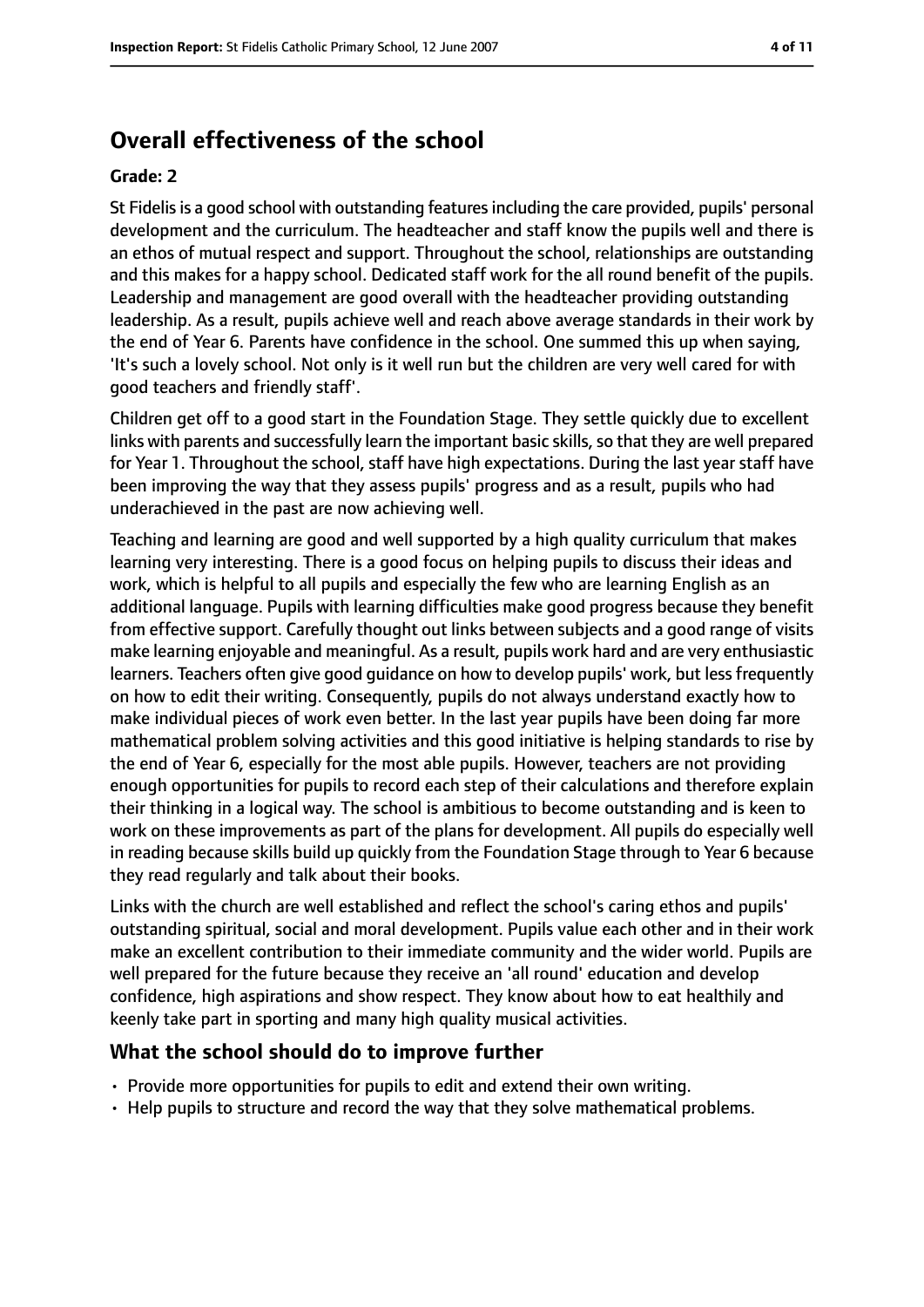## Overall effectiveness of the school

**Grade: 2**

St Fidelis is a good school with outstanding features including the care provided, pupils' personal development and the curriculum. The headteacher and staff know the pupils well and there is an ethos of mutual respect and support. Throughout the school, relationships are outstanding and this makes for a happy school. Dedicated staff work for the all round benefit of the pupils. Leadership and management are good overall with the headteacher providing outstanding leadership. As a result, pupils achieve well and reach above average standards in their work by the end of Year 6. Parents have confidence in the school. One summed this up when saying, 'It's such a lovely school. Not only is it well run but the children are very well cared for with good teachers and friendly staff'.

Children get off to a good start in the Foundation Stage. They settle quickly due to excellent links with parents and successfully learn the important basic skills, so that they are well prepared for Year 1. Throughout the school, staff have high expectations. During the last year staff have been improving the way that they assess pupils' progress and as a result, pupils who had underachieved in the past are now achieving well.

Teaching and learning are good and well supported by a high quality curriculum that makes learning very interesting. There is a good focus on helping pupils to discuss their ideas and work, which is helpful to all pupils and especially the few who are learning English as an additional language. Pupils with learning difficulties make good progress because they benefit from effective support. Carefully thought out links between subjects and a good range of visits make learning enjoyable and meaningful. As a result, pupils work hard and are very enthusiastic learners. Teachers often give good guidance on how to develop pupils' work, but less frequently on how to edit their writing. Consequently, pupils do not always understand exactly how to make individual pieces of work even better. In the last year pupils have been doing far more mathematical problem solving activities and this good initiative is helping standards to rise by the end of Year 6, especially for the most able pupils. However, teachers are not providing enough opportunities for pupils to record each step of their calculations and therefore explain their thinking in a logical way. The school is ambitious to become outstanding and is keen to work on these improvements as part of the plans for development. All pupils do especially well in reading because skills build up quickly from the Foundation Stage through to Year 6 because they read regularly and talk about their books.

Links with the church are well established and reflect the school's caring ethos and pupils' outstanding spiritual, social and moral development. Pupils value each other and in their work make an excellent contribution to their immediate community and the wider world. Pupils are well prepared for the future because they receive an 'all round' education and develop confidence, high aspirations and show respect. They know about how to eat healthily and keenly take part in sporting and many high quality musical activities.

### What the school should do to improve further

- Provide more opportunities for pupils to edit and extend their own writing.
- Help pupils to structure and record the way that they solve mathematical problems.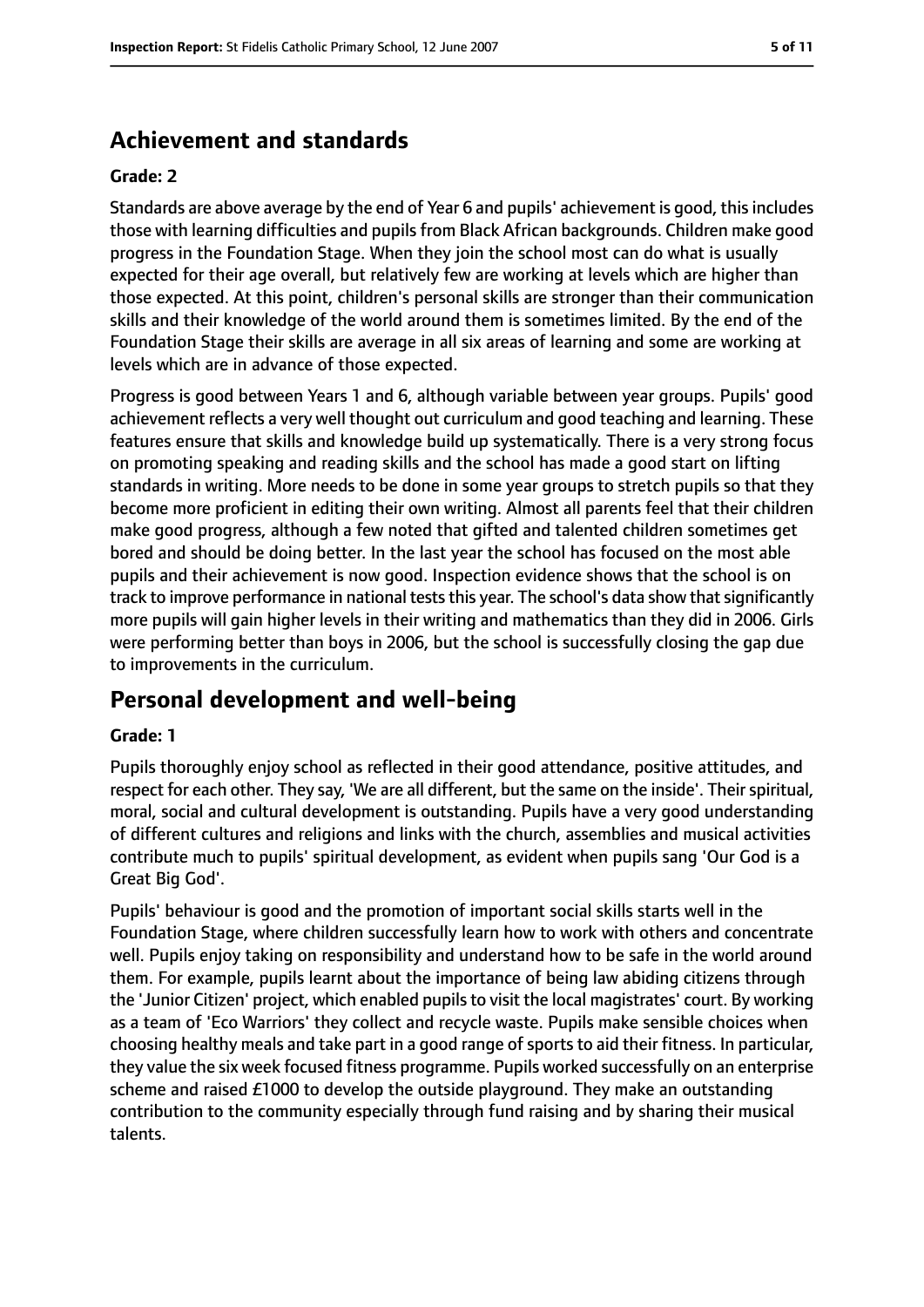## Achievement and standards

**Grade: 2**

Standards are above average by the end of Year 6 and pupils' achievement is good, this includes those with learning difficulties and pupils from Black African backgrounds. Children make good progress in the Foundation Stage. When they join the school most can do what is usually expected for their age overall, but relatively few are working at levels which are higher than those expected. At this point, children's personal skills are stronger than their communication skills and their knowledge of the world around them is sometimes limited. By the end of the Foundation Stage their skills are average in all six areas of learning and some are working at levels which are in advance of those expected.

Progress is good between Years 1 and 6, although variable between year groups. Pupils' good achievement reflects a very well thought out curriculum and good teaching and learning. These features ensure that skills and knowledge build up systematically. There is a very strong focus on promoting speaking and reading skills and the school has made a good start on lifting standards in writing. More needs to be done in some year groups to stretch pupils so that they become more proficient in editing their own writing. Almost all parents feel that their children make good progress, although a few noted that gifted and talented children sometimes get bored and should be doing better. In the last year the school has focused on the most able pupils and their achievement is now good. Inspection evidence shows that the school is on track to improve performance in national tests this year. The school's data show that significantly more pupils will gain higher levels in their writing and mathematics than they did in 2006. Girls were performing better than boys in 2006, but the school is successfully closing the gap due to improvements in the curriculum.

## Personal development and well-being

**Grade: 1**

Pupils thoroughly enjoy school as reflected in their good attendance, positive attitudes, and respect for each other. They say, 'We are all different, but the same on the inside'. Their spiritual, moral, social and cultural development is outstanding. Pupils have a very good understanding of different cultures and religions and links with the church, assemblies and musical activities contribute much to pupils' spiritual development, as evident when pupils sang 'Our God is a Great Big God'.

Pupils' behaviour is good and the promotion of important social skills starts well in the Foundation Stage, where children successfully learn how to work with others and concentrate well. Pupils enjoy taking on responsibility and understand how to be safe in the world around them. For example, pupils learnt about the importance of being law abiding citizens through the 'Junior Citizen' project, which enabled pupils to visit the local magistrates' court. By working as a team of 'Eco Warriors' they collect and recycle waste. Pupils make sensible choices when choosing healthy meals and take part in a good range of sports to aid their fitness. In particular, they value the six week focused fitness programme. Pupils worked successfully on an enterprise scheme and raised £1000 to develop the outside playground. They make an outstanding contribution to the community especially through fund raising and by sharing their musical talents.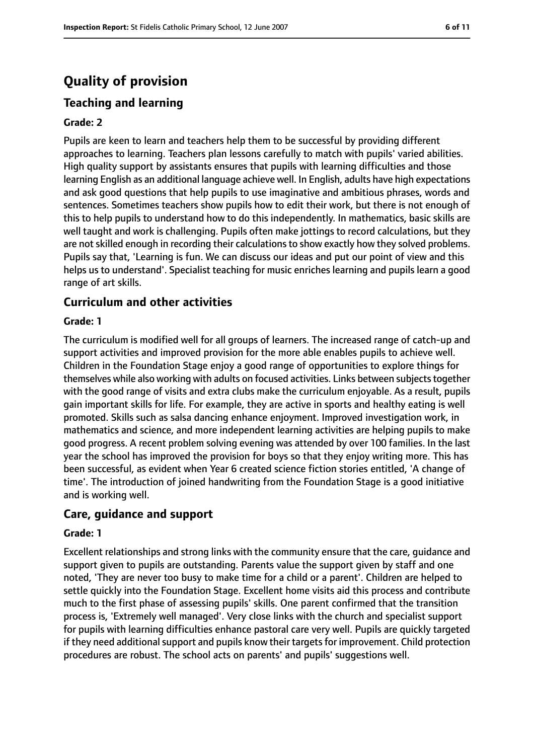# Quality of provision

## Teaching and learning

### Grade: 2

Pupils are keen to learn and teachers help them to be successful by providing different approaches to learning. Teachers plan lessons carefully to match with pupils' varied abilities. High quality support by assistants ensures that pupils with learning difficulties and those learning English as an additional language achieve well. In English, adults have high expectations and ask good questions that help pupils to use imaginative and ambitious phrases, words and sentences. Sometimes teachers show pupils how to edit their work, but there is not enough of this to help pupils to understand how to do this independently. In mathematics, basic skills are well taught and work is challenging. Pupils often make jottings to record calculations, but they are not skilled enough in recording their calculations to show exactly how they solved problems. Pupils say that, 'Learning is fun. We can discuss our ideas and put our point of view and this helps us to understand'. Specialist teaching for music enriches learning and pupils learn a good range of art skills.

## Curriculum and other activities

### Grade: 1

The curriculum is modified well for all groups of learners. The increased range of catch-up and support activities and improved provision for the more able enables pupils to achieve well. Children in the Foundation Stage enjoy a good range of opportunities to explore things for themselves while also working with adults on focused activities. Links between subjects together with the good range of visits and extra clubs make the curriculum enjoyable. As a result, pupils gain important skills for life. For example, they are active in sports and healthy eating is well promoted. Skills such as salsa dancing enhance enjoyment. Improved investigation work, in mathematics and science, and more independent learning activities are helping pupils to make good progress. A recent problem solving evening was attended by over 100 families. In the last year the school has improved the provision for boys so that they enjoy writing more. This has been successful, as evident when Year 6 created science fiction stories entitled, 'A change of time'. The introduction of joined handwriting from the Foundation Stage is a good initiative and is working well.

## Care, guidance and support

### Grade: 1

Excellent relationships and strong links with the community ensure that the care, guidance and support given to pupils are outstanding. Parents value the support given by staff and one noted, 'They are never too busy to make time for a child or a parent'. Children are helped to settle quickly into the Foundation Stage. Excellent home visits aid this process and contribute much to the first phase of assessing pupils' skills. One parent confirmed that the transition process is, 'Extremely well managed'. Very close links with the church and specialist support for pupils with learning difficulties enhance pastoral care very well. Pupils are quickly targeted if they need additional support and pupils know their targets for improvement. Child protection procedures are robust. The school acts on parents' and pupils' suggestions well.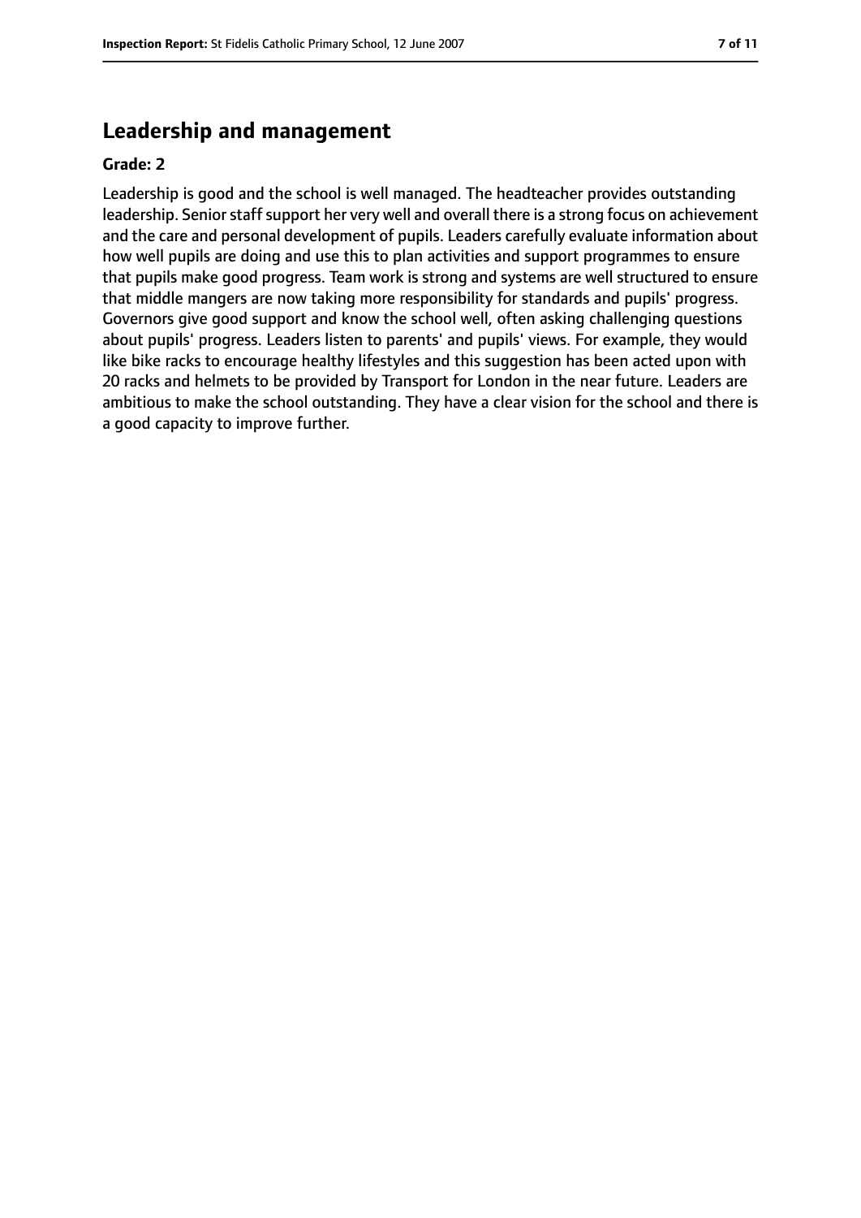## Leadership and management

**Grade: 2**

Leadership is good and the school is well managed. The headteacher provides outstanding leadership. Senior staff support her very well and overall there is a strong focus on achievement and the care and personal development of pupils. Leaders carefully evaluate information about how well pupils are doing and use this to plan activities and support programmes to ensure that pupils make good progress. Team work is strong and systems are well structured to ensure that middle mangers are now taking more responsibility for standards and pupils' progress. Governors give good support and know the school well, often asking challenging questions about pupils' progress. Leaders listen to parents' and pupils' views. For example, they would like bike racks to encourage healthy lifestyles and this suggestion has been acted upon with 20 racks and helmets to be provided by Transport for London in the near future. Leaders are ambitious to make the school outstanding. They have a clear vision for the school and there is a good capacity to improve further.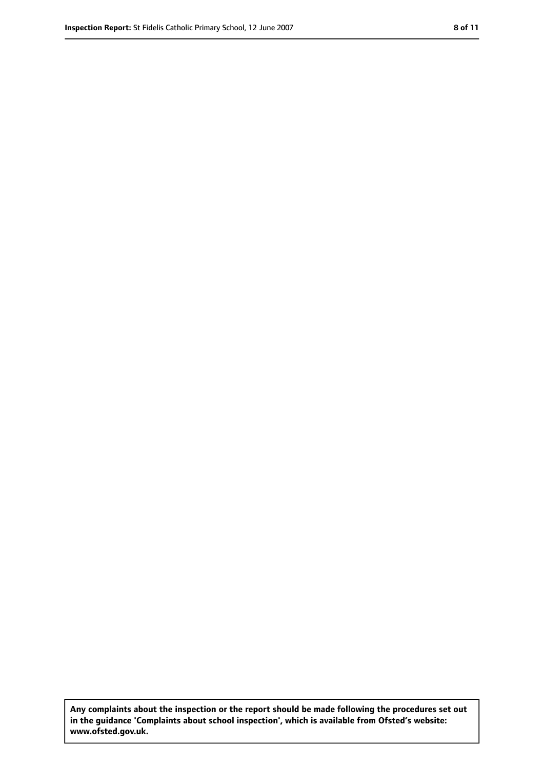**Any complaints about the inspection or the report should be made following the procedures set out in the guidance 'Complaints about school inspection', which is available from Ofsted's website: www.ofsted.gov.uk.**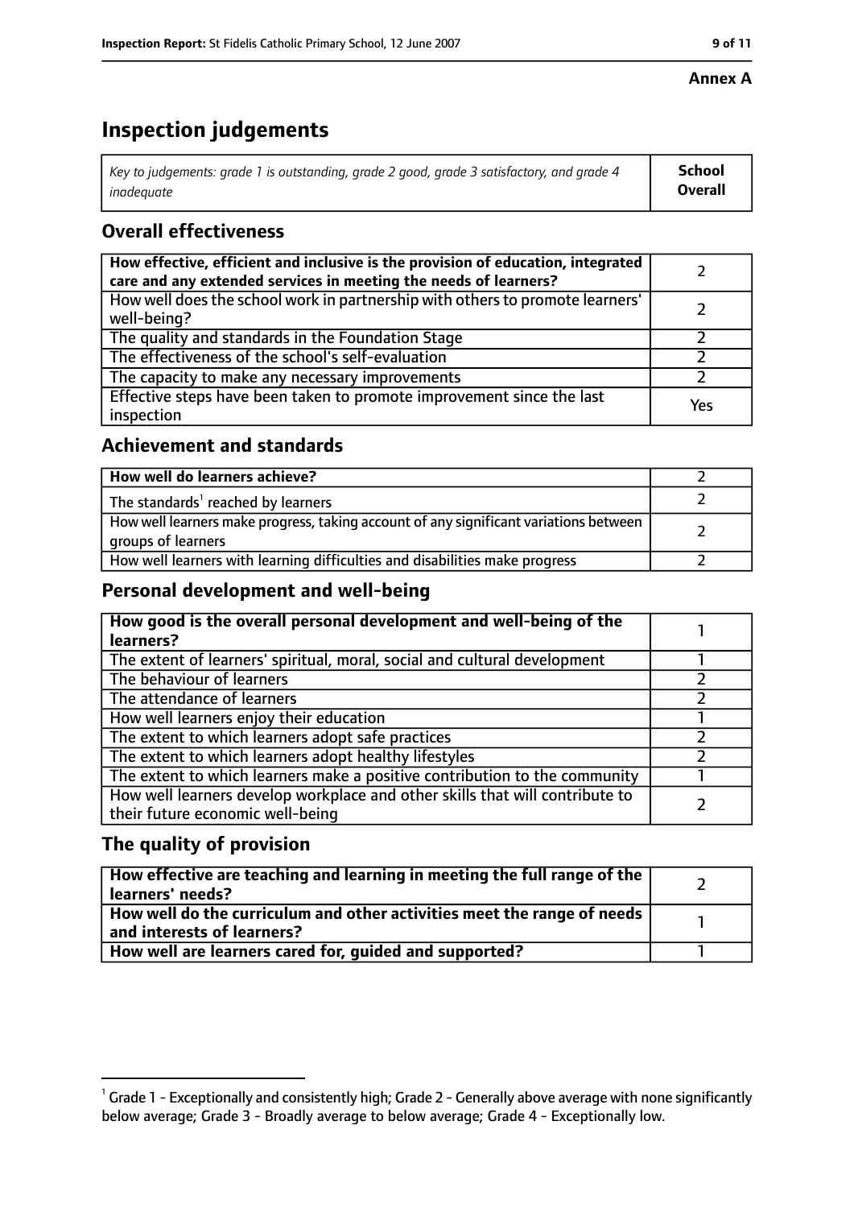**Annex A**

# Inspection judgements

| Key to judgements: grade 1 is outstanding, grade 2 good, grade 3 satisfactory, and grade 4 inadequate | School Overall |
|---|---|

## Overall effectiveness

| | |
|---|---|
| **How effective, efficient and inclusive is the provision of education, integrated care and any extended services in meeting the needs of learners?** | 2 |
| How well does the school work in partnership with others to promote learners' well-being? | 2 |
| The quality and standards in the Foundation Stage | 2 |
| The effectiveness of the school's self-evaluation | 2 |
| The capacity to make any necessary improvements | 2 |
| Effective steps have been taken to promote improvement since the last inspection | Yes |

## Achievement and standards

| | |
|---|---|
| **How well do learners achieve?** | 2 |
| The standards[1] reached by learners | 2 |
| How well learners make progress, taking account of any significant variations between groups of learners | 2 |
| How well learners with learning difficulties and disabilities make progress | 2 |

## Personal development and well-being

| | |
|---|---|
| **How good is the overall personal development and well-being of the learners?** | 1 |
| The extent of learners' spiritual, moral, social and cultural development | 1 |
| The behaviour of learners | 2 |
| The attendance of learners | 2 |
| How well learners enjoy their education | 1 |
| The extent to which learners adopt safe practices | 2 |
| The extent to which learners adopt healthy lifestyles | 2 |
| The extent to which learners make a positive contribution to the community | 1 |
| How well learners develop workplace and other skills that will contribute to their future economic well-being | 2 |

## The quality of provision

| | |
|---|---|
| **How effective are teaching and learning in meeting the full range of the learners' needs?** | 2 |
| **How well do the curriculum and other activities meet the range of needs and interests of learners?** | 1 |
| **How well are learners cared for, guided and supported?** | 1 |

[1] Grade 1 - Exceptionally and consistently high; Grade 2 - Generally above average with none significantly below average; Grade 3 - Broadly average to below average; Grade 4 - Exceptionally low.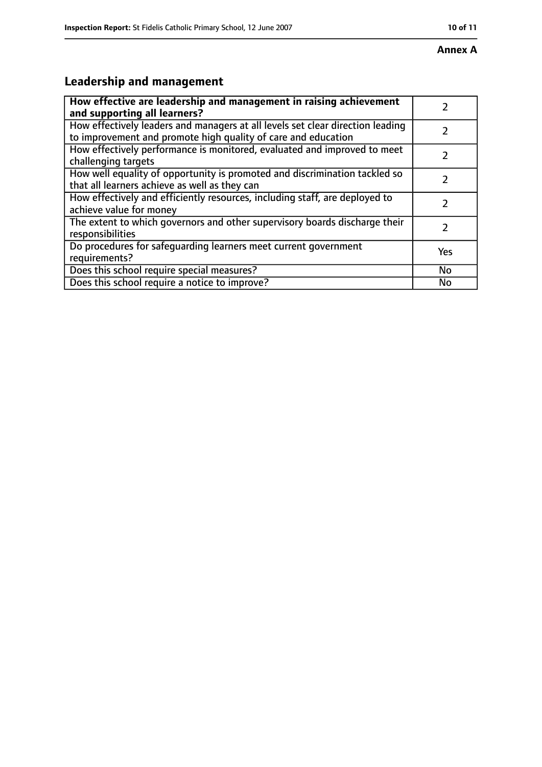**Annex A**

## Leadership and management

| How effective are leadership and management in raising achievement and supporting all learners? | 2 |
|---|---|
| How effectively leaders and managers at all levels set clear direction leading to improvement and promote high quality of care and education | 2 |
| How effectively performance is monitored, evaluated and improved to meet challenging targets | 2 |
| How well equality of opportunity is promoted and discrimination tackled so that all learners achieve as well as they can | 2 |
| How effectively and efficiently resources, including staff, are deployed to achieve value for money | 2 |
| The extent to which governors and other supervisory boards discharge their responsibilities | 2 |
| Do procedures for safeguarding learners meet current government requirements? | Yes |
| Does this school require special measures? | No |
| Does this school require a notice to improve? | No |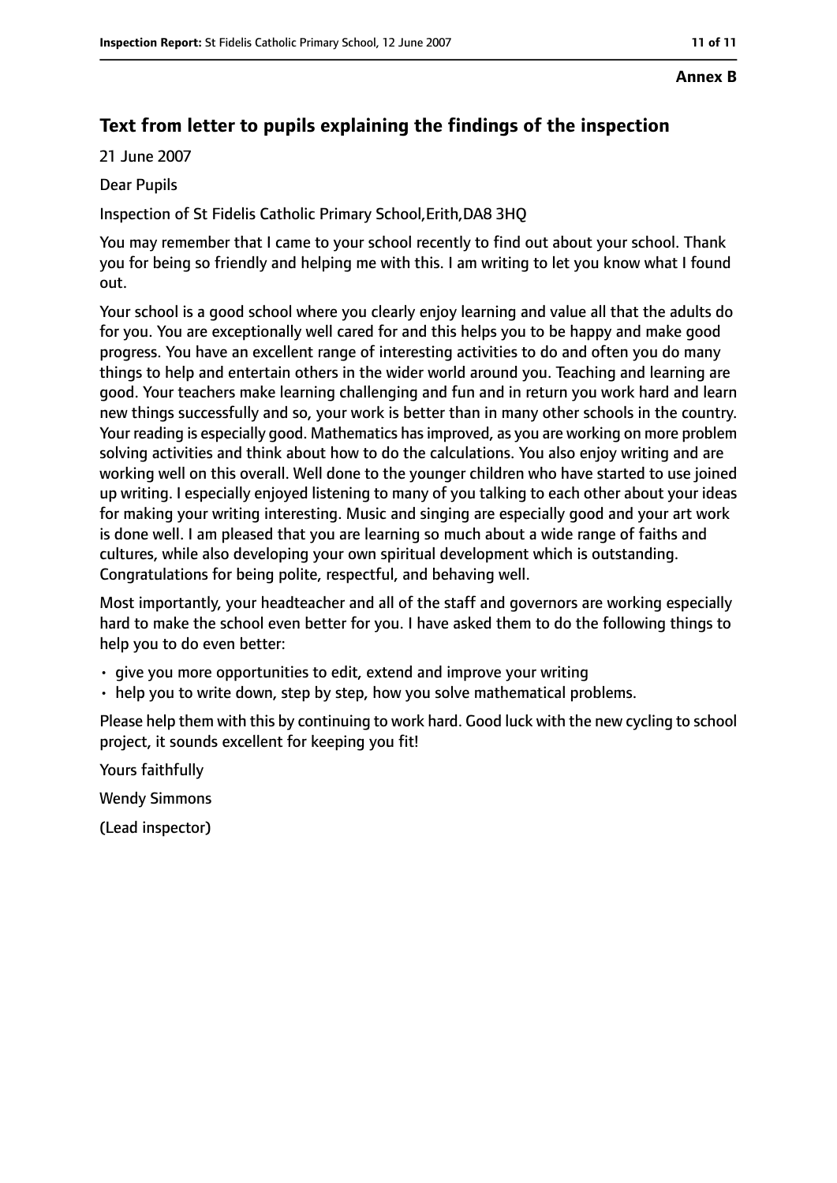**Annex B**

## Text from letter to pupils explaining the findings of the inspection

21 June 2007

Dear Pupils

Inspection of St Fidelis Catholic Primary School,Erith,DA8 3HQ

You may remember that I came to your school recently to find out about your school. Thank you for being so friendly and helping me with this. I am writing to let you know what I found out.

Your school is a good school where you clearly enjoy learning and value all that the adults do for you. You are exceptionally well cared for and this helps you to be happy and make good progress. You have an excellent range of interesting activities to do and often you do many things to help and entertain others in the wider world around you. Teaching and learning are good. Your teachers make learning challenging and fun and in return you work hard and learn new things successfully and so, your work is better than in many other schools in the country. Your reading is especially good. Mathematics has improved, as you are working on more problem solving activities and think about how to do the calculations. You also enjoy writing and are working well on this overall. Well done to the younger children who have started to use joined up writing. I especially enjoyed listening to many of you talking to each other about your ideas for making your writing interesting. Music and singing are especially good and your art work is done well. I am pleased that you are learning so much about a wide range of faiths and cultures, while also developing your own spiritual development which is outstanding. Congratulations for being polite, respectful, and behaving well.

Most importantly, your headteacher and all of the staff and governors are working especially hard to make the school even better for you. I have asked them to do the following things to help you to do even better:

- give you more opportunities to edit, extend and improve your writing
- help you to write down, step by step, how you solve mathematical problems.

Please help them with this by continuing to work hard. Good luck with the new cycling to school project, it sounds excellent for keeping you fit!

Yours faithfully

Wendy Simmons

(Lead inspector)